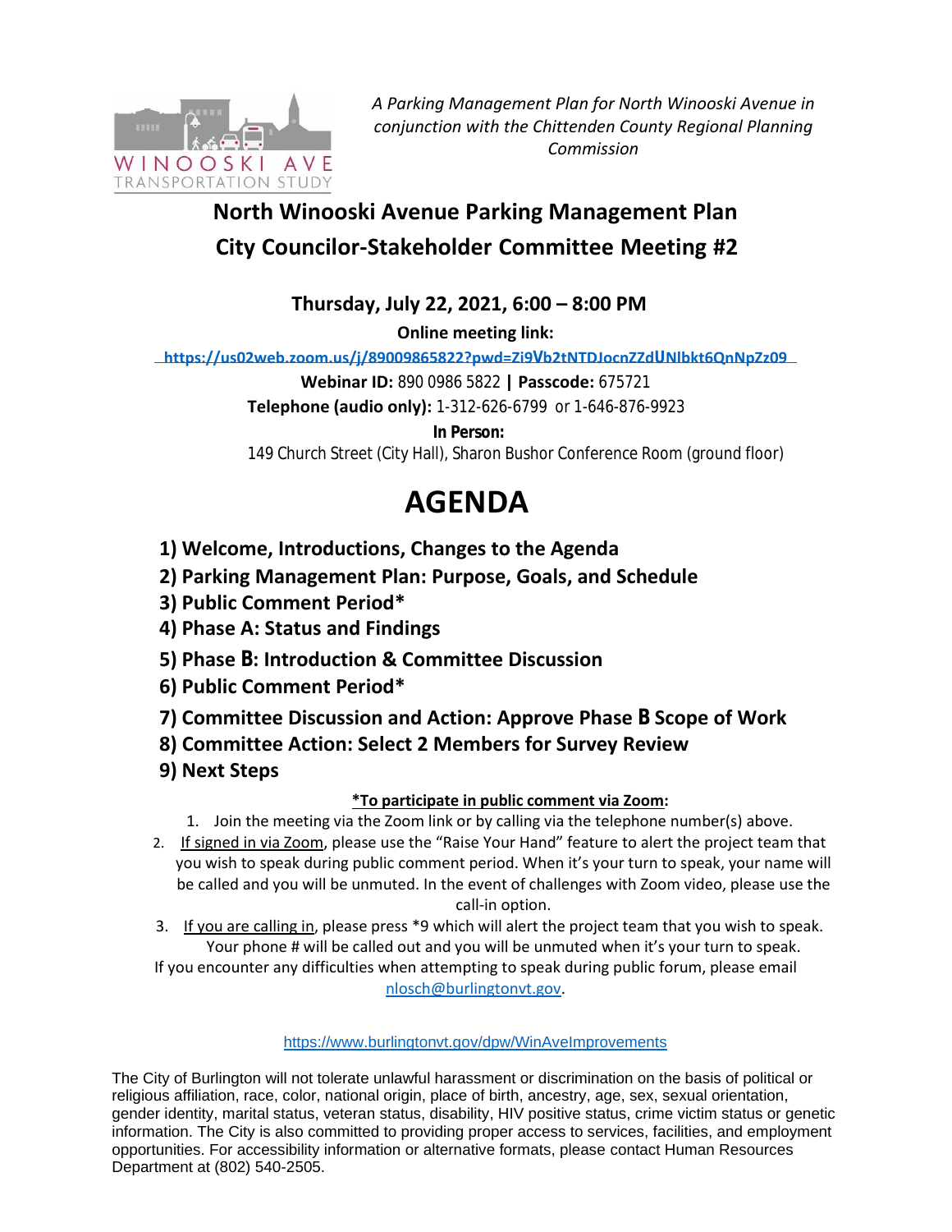WINOOSKI AVE
TRANSPORTATION STUDY

*A Parking Management Plan for North Winooski Avenue in conjunction with the Chittenden County Regional Planning Commission*

# North Winooski Avenue Parking Management Plan
# City Councilor-Stakeholder Committee Meeting #2

**Thursday, July 22, 2021, 6:00 – 8:00 PM**

**Online meeting link:**

https://us02web.zoom.us/j/89009865822?pwd=Zi9Vb2tNTDJocnZZdUNlbkt6QnNpZz09

**Webinar ID:** 890 0986 5822 **|** **Passcode:** 675721

**Telephone (audio only):** 1-312-626-6799 or 1-646-876-9923

**In Person:**

149 Church Street (City Hall), Sharon Bushor Conference Room (ground floor)

# AGENDA

**1) Welcome, Introductions, Changes to the Agenda**
**2) Parking Management Plan: Purpose, Goals, and Schedule**
**3) Public Comment Period***
**4) Phase A: Status and Findings**
**5) Phase B: Introduction & Committee Discussion**
**6) Public Comment Period***
**7) Committee Discussion and Action: Approve Phase B Scope of Work**
**8) Committee Action: Select 2 Members for Survey Review**
**9) Next Steps**

**\*To participate in public comment via Zoom:**

1. Join the meeting via the Zoom link or by calling via the telephone number(s) above.
2. If signed in via Zoom, please use the "Raise Your Hand" feature to alert the project team that you wish to speak during public comment period. When it's your turn to speak, your name will be called and you will be unmuted. In the event of challenges with Zoom video, please use the call-in option.
3. If you are calling in, please press *9 which will alert the project team that you wish to speak. Your phone # will be called out and you will be unmuted when it's your turn to speak.

If you encounter any difficulties when attempting to speak during public forum, please email nlosch@burlingtonvt.gov.

https://www.burlingtonvt.gov/dpw/WinAveImprovements

The City of Burlington will not tolerate unlawful harassment or discrimination on the basis of political or religious affiliation, race, color, national origin, place of birth, ancestry, age, sex, sexual orientation, gender identity, marital status, veteran status, disability, HIV positive status, crime victim status or genetic information. The City is also committed to providing proper access to services, facilities, and employment opportunities. For accessibility information or alternative formats, please contact Human Resources Department at (802) 540-2505.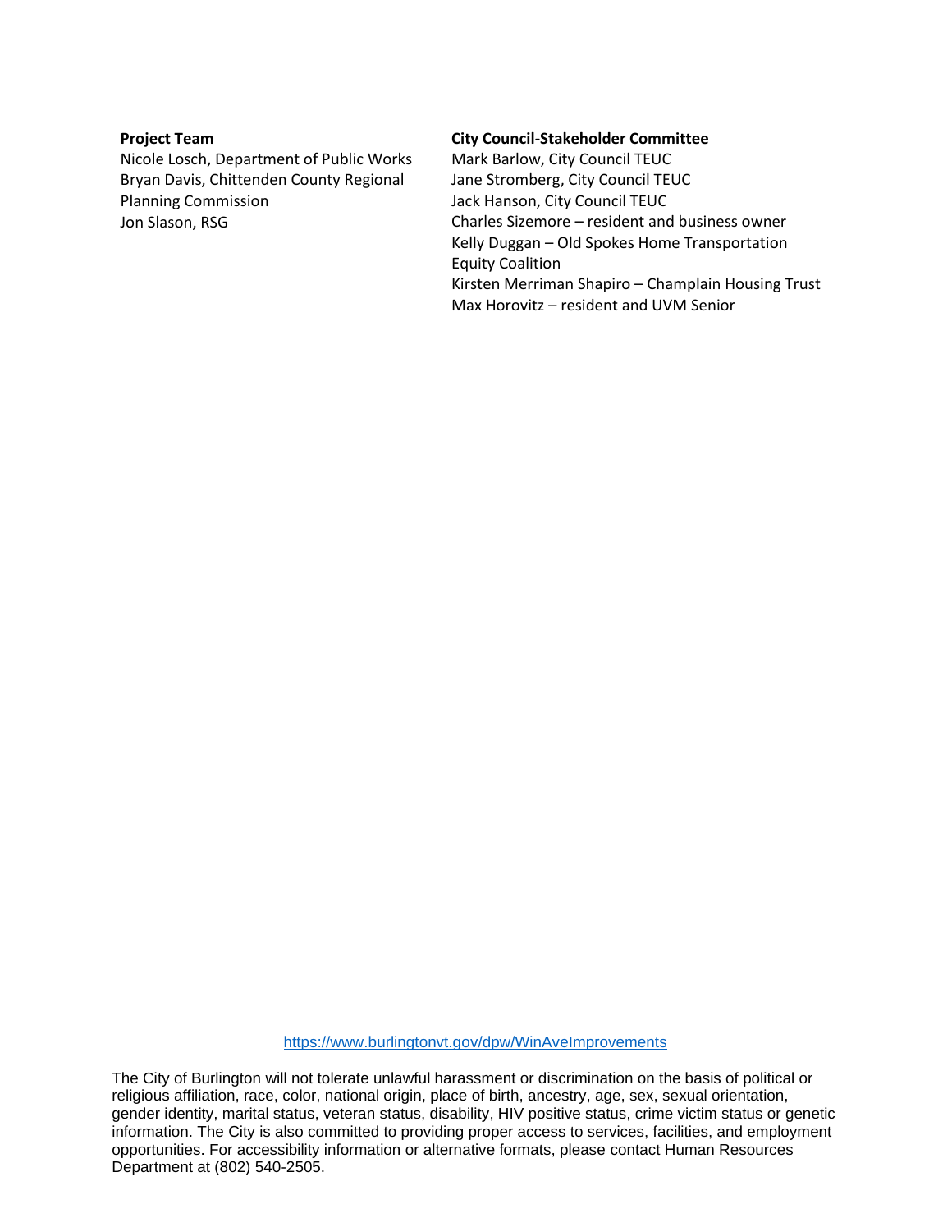**Project Team**

Nicole Losch, Department of Public Works
Bryan Davis, Chittenden County Regional Planning Commission
Jon Slason, RSG

**City Council-Stakeholder Committee**

Mark Barlow, City Council TEUC
Jane Stromberg, City Council TEUC
Jack Hanson, City Council TEUC
Charles Sizemore – resident and business owner
Kelly Duggan – Old Spokes Home Transportation Equity Coalition
Kirsten Merriman Shapiro – Champlain Housing Trust
Max Horovitz – resident and UVM Senior

https://www.burlingtonvt.gov/dpw/WinAveImprovements

The City of Burlington will not tolerate unlawful harassment or discrimination on the basis of political or religious affiliation, race, color, national origin, place of birth, ancestry, age, sex, sexual orientation, gender identity, marital status, veteran status, disability, HIV positive status, crime victim status or genetic information. The City is also committed to providing proper access to services, facilities, and employment opportunities. For accessibility information or alternative formats, please contact Human Resources Department at (802) 540-2505.